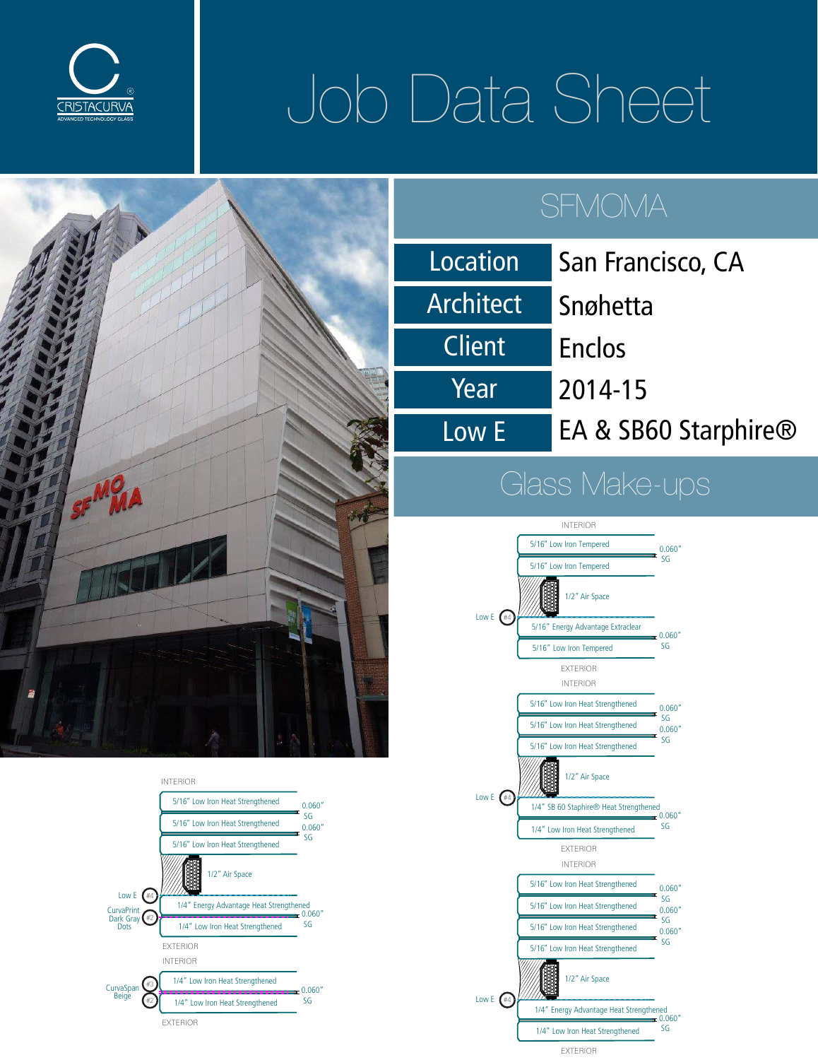# Job Data Sheet

CRISTACURVA
ADVANCED TECHNOLOGY GLASS

## SFMOMA

| Location | San Francisco, CA |
| --- | --- |
| Architect | Snøhetta |
| Client | Enclos |
| Year | 2014-15 |
| Low E | EA & SB60 Starphire® |

## Glass Make-ups

INTERIOR
- 5/16" Low Iron Tempered
- 0.060" SG
- 5/16" Low Iron Tempered
- 1/2" Air Space
- Low E (#4)
- 5/16" Energy Advantage Extraclear
- 0.060" SG
- 5/16" Low Iron Tempered

EXTERIOR

INTERIOR
- 5/16" Low Iron Heat Strengthened
- 0.060" SG
- 5/16" Low Iron Heat Strengthened
- 0.060" SG
- 5/16" Low Iron Heat Strengthened
- 1/2" Air Space
- Low E (#4)
- 1/4" SB 60 Staphire® Heat Strengthened
- 0.060" SG
- 1/4" Low Iron Heat Strengthened

EXTERIOR

INTERIOR
- 5/16" Low Iron Heat Strengthened
- 0.060" SG
- 5/16" Low Iron Heat Strengthened
- 0.060" SG
- 5/16" Low Iron Heat Strengthened
- 0.060" SG
- 5/16" Low Iron Heat Strengthened
- 1/2" Air Space
- Low E (#4)
- 1/4" Energy Advantage Heat Strengthened
- 0.060" SG
- 1/4" Low Iron Heat Strengthened

EXTERIOR

INTERIOR
- 5/16" Low Iron Heat Strengthened
- 0.060" SG
- 5/16" Low Iron Heat Strengthened
- 0.060" SG
- 5/16" Low Iron Heat Strengthened
- 1/2" Air Space
- Low E (#4)
- 1/4" Energy Advantage Heat Strengthened
- CurvaPrint Dark Gray Dots (#2)
- 0.060" SG
- 1/4" Low Iron Heat Strengthened

EXTERIOR

INTERIOR
- 1/4" Low Iron Heat Strengthened
- CurvaSpan Beige (#3)
- 0.060" SG
- CurvaSpan Beige (#2)
- 1/4" Low Iron Heat Strengthened

EXTERIOR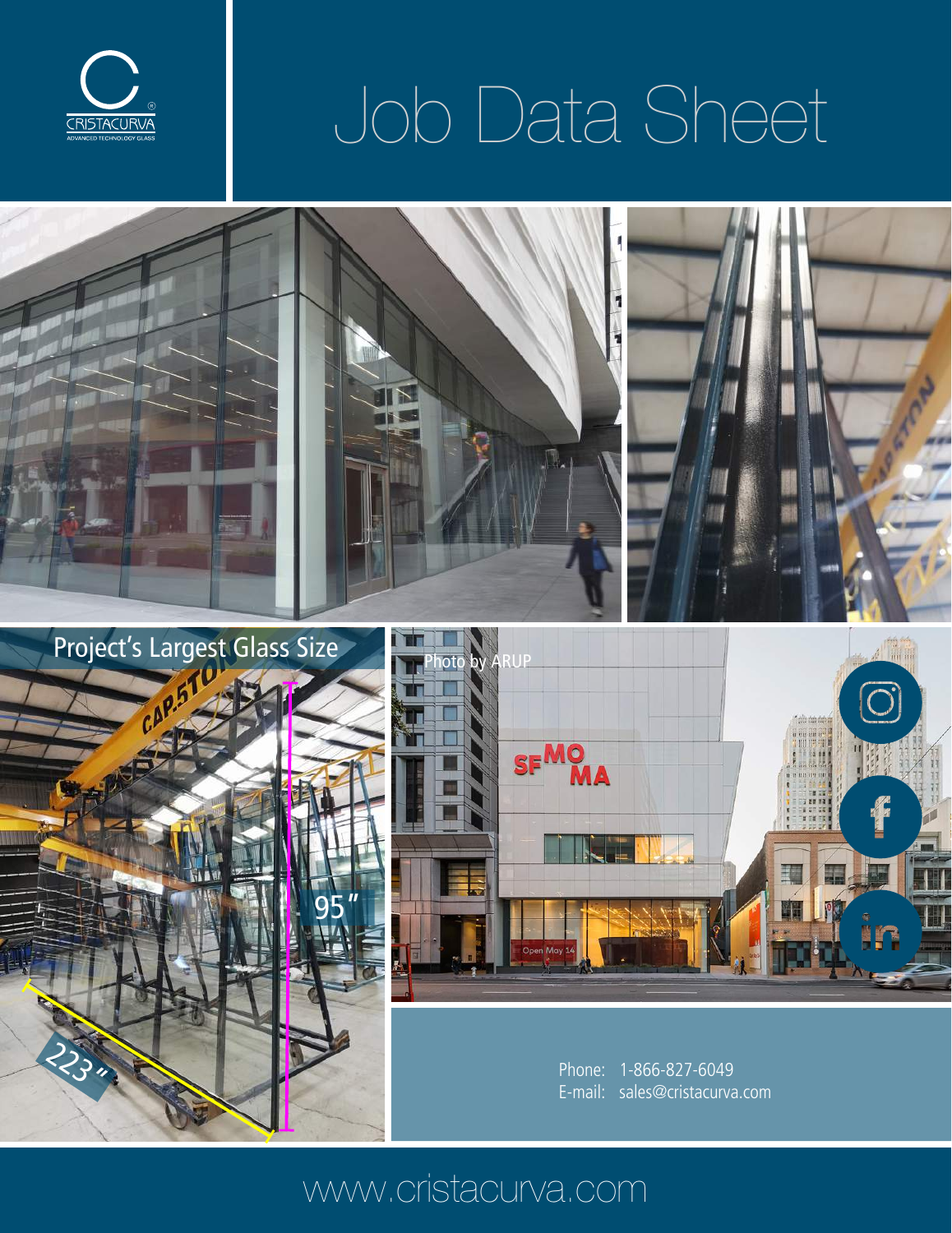CRISTACURVA
ADVANCED TECHNOLOGY GLASS

# Job Data Sheet

Project's Largest Glass Size

95"

223"

Photo by ARUP

Phone: 1-866-827-6049
E-mail: sales@cristacurva.com

www.cristacurva.com